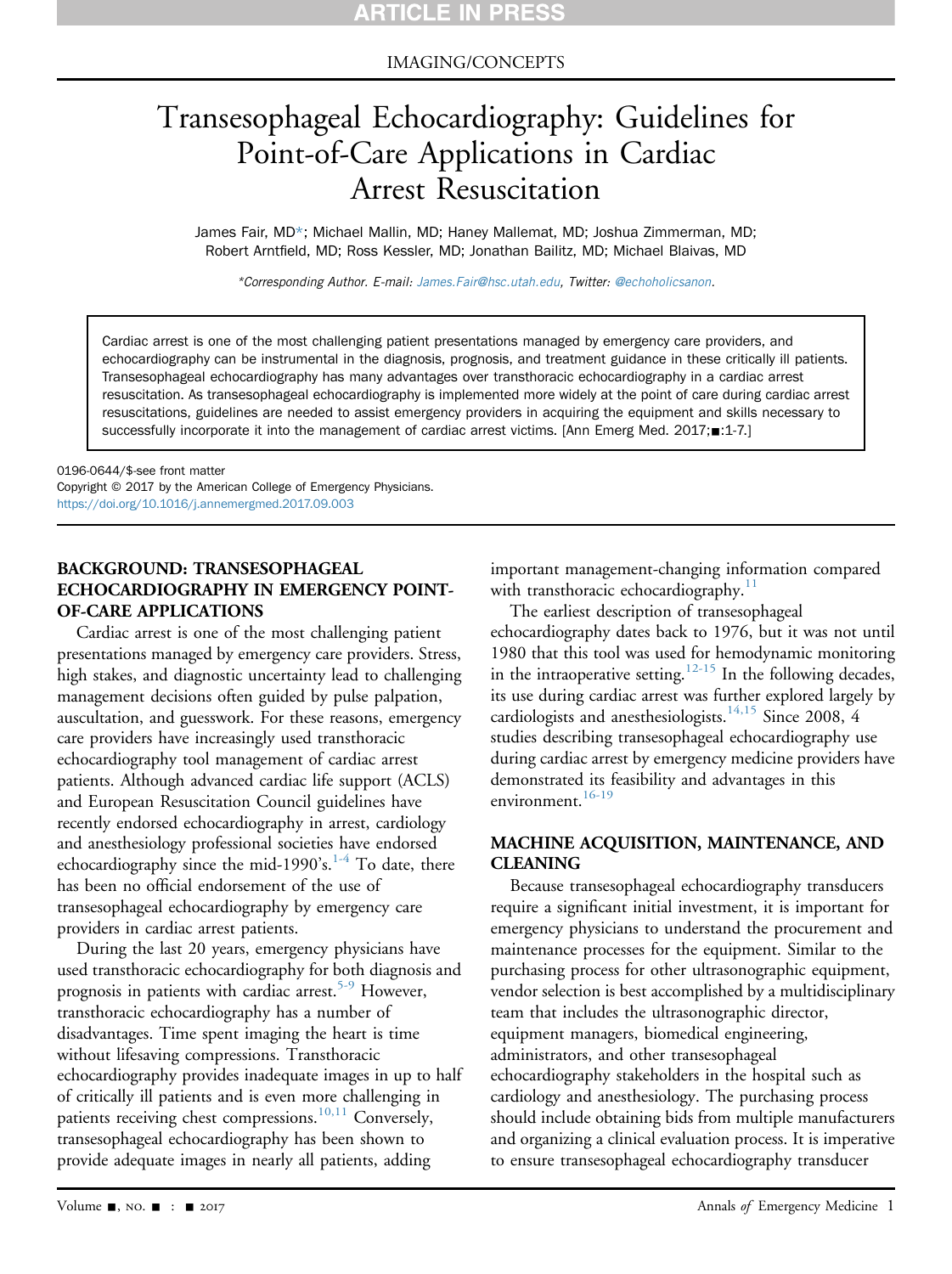IMAGING/CONCEPTS

# Transesophageal Echocardiography: Guidelines for Point-of-Care Applications in Cardiac Arrest Resuscitation

James Fair, MD*; Michael Mallin, MD; Haney Mallemat, MD; Joshua Zimmerman, MD; Robert Arntfield, MD; Ross Kessler, MD; Jonathan Bailitz, MD; Michael Blaivas, MD

*Corresponding Author. E-mail: James.Fair@hsc.utah.edu, Twitter: @echoholicsanon.

Cardiac arrest is one of the most challenging patient presentations managed by emergency care providers, and echocardiography can be instrumental in the diagnosis, prognosis, and treatment guidance in these critically ill patients. Transesophageal echocardiography has many advantages over transthoracic echocardiography in a cardiac arrest resuscitation. As transesophageal echocardiography is implemented more widely at the point of care during cardiac arrest resuscitations, guidelines are needed to assist emergency providers in acquiring the equipment and skills necessary to successfully incorporate it into the management of cardiac arrest victims. [Ann Emerg Med. 2017;■:1-7.]

0196-0644/$-see front matter
Copyright © 2017 by the American College of Emergency Physicians.
https://doi.org/10.1016/j.annemergmed.2017.09.003

## BACKGROUND: TRANSESOPHAGEAL ECHOCARDIOGRAPHY IN EMERGENCY POINT-OF-CARE APPLICATIONS

Cardiac arrest is one of the most challenging patient presentations managed by emergency care providers. Stress, high stakes, and diagnostic uncertainty lead to challenging management decisions often guided by pulse palpation, auscultation, and guesswork. For these reasons, emergency care providers have increasingly used transthoracic echocardiography tool management of cardiac arrest patients. Although advanced cardiac life support (ACLS) and European Resuscitation Council guidelines have recently endorsed echocardiography in arrest, cardiology and anesthesiology professional societies have endorsed echocardiography since the mid-1990's.[1-4] To date, there has been no official endorsement of the use of transesophageal echocardiography by emergency care providers in cardiac arrest patients.

During the last 20 years, emergency physicians have used transthoracic echocardiography for both diagnosis and prognosis in patients with cardiac arrest.[5-9] However, transthoracic echocardiography has a number of disadvantages. Time spent imaging the heart is time without lifesaving compressions. Transthoracic echocardiography provides inadequate images in up to half of critically ill patients and is even more challenging in patients receiving chest compressions.[10,11] Conversely, transesophageal echocardiography has been shown to provide adequate images in nearly all patients, adding important management-changing information compared with transthoracic echocardiography.[11]

The earliest description of transesophageal echocardiography dates back to 1976, but it was not until 1980 that this tool was used for hemodynamic monitoring in the intraoperative setting.[12-15] In the following decades, its use during cardiac arrest was further explored largely by cardiologists and anesthesiologists.[14,15] Since 2008, 4 studies describing transesophageal echocardiography use during cardiac arrest by emergency medicine providers have demonstrated its feasibility and advantages in this environment.[16-19]

## MACHINE ACQUISITION, MAINTENANCE, AND CLEANING

Because transesophageal echocardiography transducers require a significant initial investment, it is important for emergency physicians to understand the procurement and maintenance processes for the equipment. Similar to the purchasing process for other ultrasonographic equipment, vendor selection is best accomplished by a multidisciplinary team that includes the ultrasonographic director, equipment managers, biomedical engineering, administrators, and other transesophageal echocardiography stakeholders in the hospital such as cardiology and anesthesiology. The purchasing process should include obtaining bids from multiple manufacturers and organizing a clinical evaluation process. It is imperative to ensure transesophageal echocardiography transducer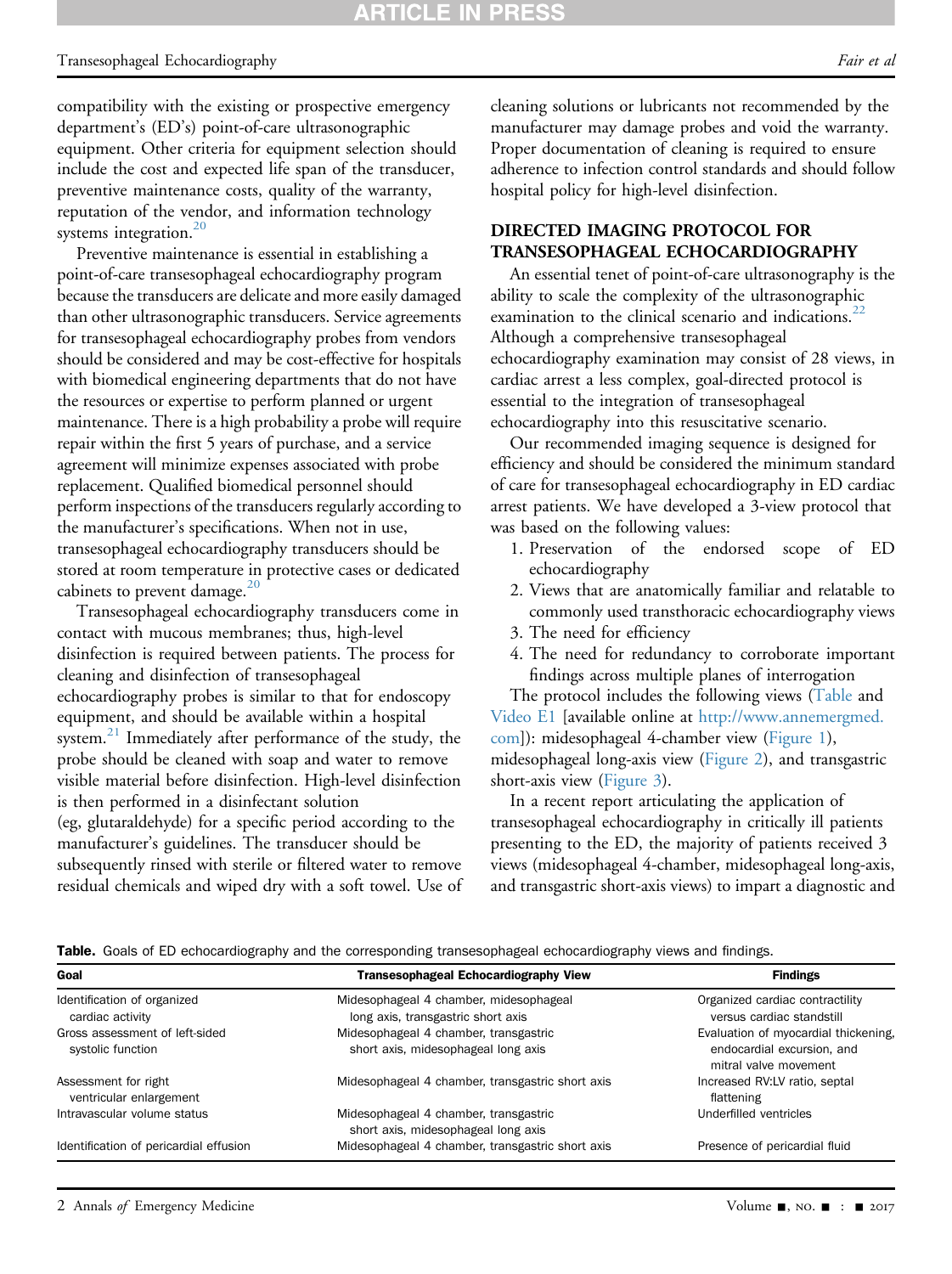compatibility with the existing or prospective emergency department's (ED's) point-of-care ultrasonographic equipment. Other criteria for equipment selection should include the cost and expected life span of the transducer, preventive maintenance costs, quality of the warranty, reputation of the vendor, and information technology systems integration.[20]

Preventive maintenance is essential in establishing a point-of-care transesophageal echocardiography program because the transducers are delicate and more easily damaged than other ultrasonographic transducers. Service agreements for transesophageal echocardiography probes from vendors should be considered and may be cost-effective for hospitals with biomedical engineering departments that do not have the resources or expertise to perform planned or urgent maintenance. There is a high probability a probe will require repair within the first 5 years of purchase, and a service agreement will minimize expenses associated with probe replacement. Qualified biomedical personnel should perform inspections of the transducers regularly according to the manufacturer's specifications. When not in use, transesophageal echocardiography transducers should be stored at room temperature in protective cases or dedicated cabinets to prevent damage.[20]

Transesophageal echocardiography transducers come in contact with mucous membranes; thus, high-level disinfection is required between patients. The process for cleaning and disinfection of transesophageal echocardiography probes is similar to that for endoscopy equipment, and should be available within a hospital system.[21] Immediately after performance of the study, the probe should be cleaned with soap and water to remove visible material before disinfection. High-level disinfection is then performed in a disinfectant solution (eg, glutaraldehyde) for a specific period according to the manufacturer's guidelines. The transducer should be subsequently rinsed with sterile or filtered water to remove residual chemicals and wiped dry with a soft towel. Use of cleaning solutions or lubricants not recommended by the manufacturer may damage probes and void the warranty. Proper documentation of cleaning is required to ensure adherence to infection control standards and should follow hospital policy for high-level disinfection.

## DIRECTED IMAGING PROTOCOL FOR TRANSESOPHAGEAL ECHOCARDIOGRAPHY

An essential tenet of point-of-care ultrasonography is the ability to scale the complexity of the ultrasonographic examination to the clinical scenario and indications.[22] Although a comprehensive transesophageal echocardiography examination may consist of 28 views, in cardiac arrest a less complex, goal-directed protocol is essential to the integration of transesophageal echocardiography into this resuscitative scenario.

Our recommended imaging sequence is designed for efficiency and should be considered the minimum standard of care for transesophageal echocardiography in ED cardiac arrest patients. We have developed a 3-view protocol that was based on the following values:

1. Preservation of the endorsed scope of ED echocardiography
2. Views that are anatomically familiar and relatable to commonly used transthoracic echocardiography views
3. The need for efficiency
4. The need for redundancy to corroborate important findings across multiple planes of interrogation

The protocol includes the following views (Table and Video E1 [available online at http://www.annemergmed.com]): midesophageal 4-chamber view (Figure 1), midesophageal long-axis view (Figure 2), and transgastric short-axis view (Figure 3).

In a recent report articulating the application of transesophageal echocardiography in critically ill patients presenting to the ED, the majority of patients received 3 views (midesophageal 4-chamber, midesophageal long-axis, and transgastric short-axis views) to impart a diagnostic and

**Table.** Goals of ED echocardiography and the corresponding transesophageal echocardiography views and findings.

| Goal | Transesophageal Echocardiography View | Findings |
|---|---|---|
| Identification of organized cardiac activity | Midesophageal 4 chamber, midesophageal long axis, transgastric short axis | Organized cardiac contractility versus cardiac standstill |
| Gross assessment of left-sided systolic function | Midesophageal 4 chamber, transgastric short axis, midesophageal long axis | Evaluation of myocardial thickening, endocardial excursion, and mitral valve movement |
| Assessment for right ventricular enlargement | Midesophageal 4 chamber, transgastric short axis | Increased RV:LV ratio, septal flattening |
| Intravascular volume status | Midesophageal 4 chamber, transgastric short axis, midesophageal long axis | Underfilled ventricles |
| Identification of pericardial effusion | Midesophageal 4 chamber, transgastric short axis | Presence of pericardial fluid |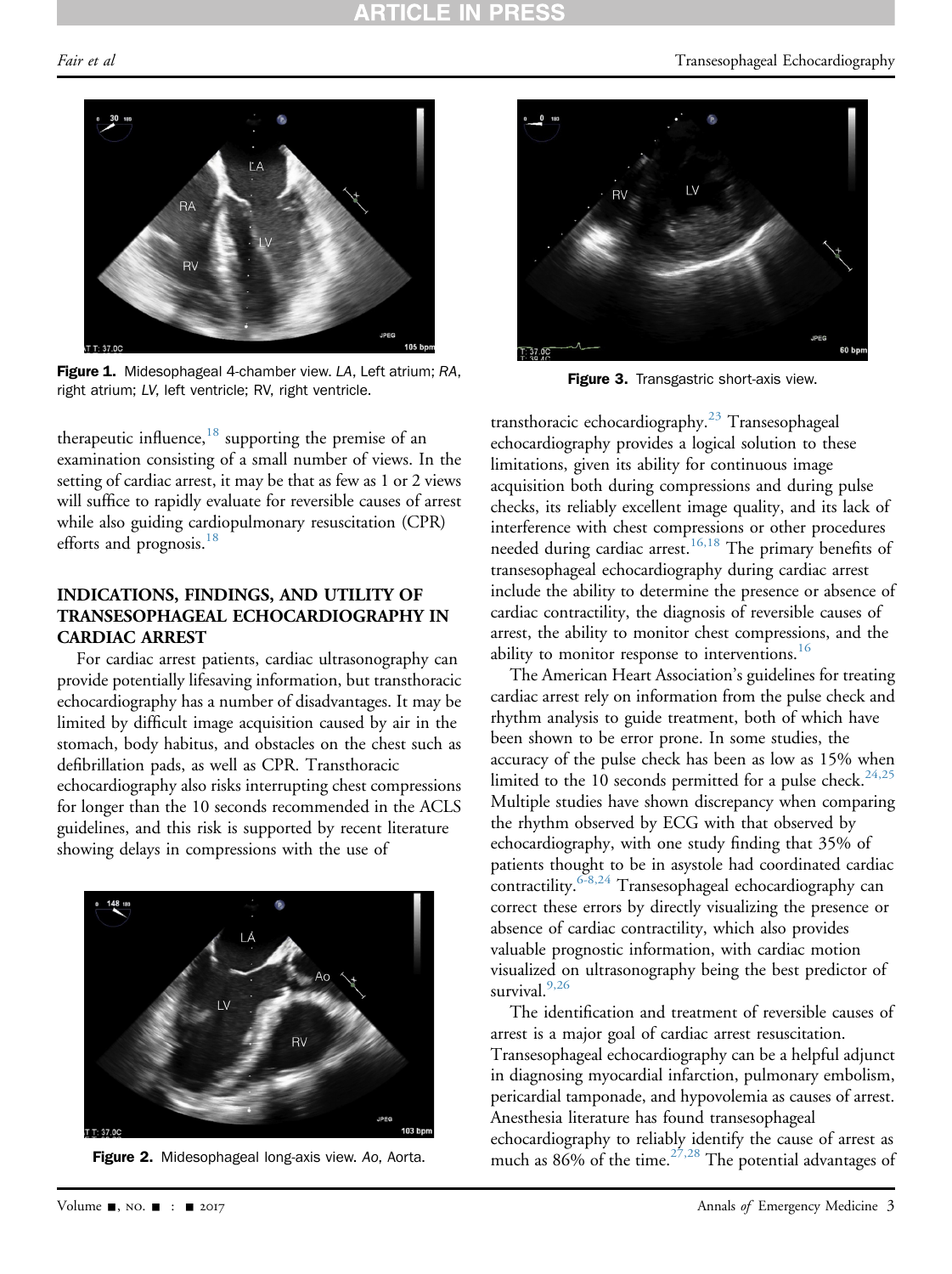Figure 1. Midesophageal 4-chamber view. *LA*, Left atrium; *RA*, right atrium; *LV*, left ventricle; RV, right ventricle.

therapeutic influence,[18] supporting the premise of an examination consisting of a small number of views. In the setting of cardiac arrest, it may be that as few as 1 or 2 views will suffice to rapidly evaluate for reversible causes of arrest while also guiding cardiopulmonary resuscitation (CPR) efforts and prognosis.[18]

## INDICATIONS, FINDINGS, AND UTILITY OF TRANSESOPHAGEAL ECHOCARDIOGRAPHY IN CARDIAC ARREST

For cardiac arrest patients, cardiac ultrasonography can provide potentially lifesaving information, but transthoracic echocardiography has a number of disadvantages. It may be limited by difficult image acquisition caused by air in the stomach, body habitus, and obstacles on the chest such as defibrillation pads, as well as CPR. Transthoracic echocardiography also risks interrupting chest compressions for longer than the 10 seconds recommended in the ACLS guidelines, and this risk is supported by recent literature showing delays in compressions with the use of transthoracic echocardiography.[23] Transesophageal echocardiography provides a logical solution to these limitations, given its ability for continuous image acquisition both during compressions and during pulse checks, its reliably excellent image quality, and its lack of interference with chest compressions or other procedures needed during cardiac arrest.[16,18] The primary benefits of transesophageal echocardiography during cardiac arrest include the ability to determine the presence or absence of cardiac contractility, the diagnosis of reversible causes of arrest, the ability to monitor chest compressions, and the ability to monitor response to interventions.[16]

Figure 2. Midesophageal long-axis view. *Ao*, Aorta.

Figure 3. Transgastric short-axis view.

The American Heart Association's guidelines for treating cardiac arrest rely on information from the pulse check and rhythm analysis to guide treatment, both of which have been shown to be error prone. In some studies, the accuracy of the pulse check has been as low as 15% when limited to the 10 seconds permitted for a pulse check.[24,25] Multiple studies have shown discrepancy when comparing the rhythm observed by ECG with that observed by echocardiography, with one study finding that 35% of patients thought to be in asystole had coordinated cardiac contractility.[6-8,24] Transesophageal echocardiography can correct these errors by directly visualizing the presence or absence of cardiac contractility, which also provides valuable prognostic information, with cardiac motion visualized on ultrasonography being the best predictor of survival.[9,26]

The identification and treatment of reversible causes of arrest is a major goal of cardiac arrest resuscitation. Transesophageal echocardiography can be a helpful adjunct in diagnosing myocardial infarction, pulmonary embolism, pericardial tamponade, and hypovolemia as causes of arrest. Anesthesia literature has found transesophageal echocardiography to reliably identify the cause of arrest as much as 86% of the time.[27,28] The potential advantages of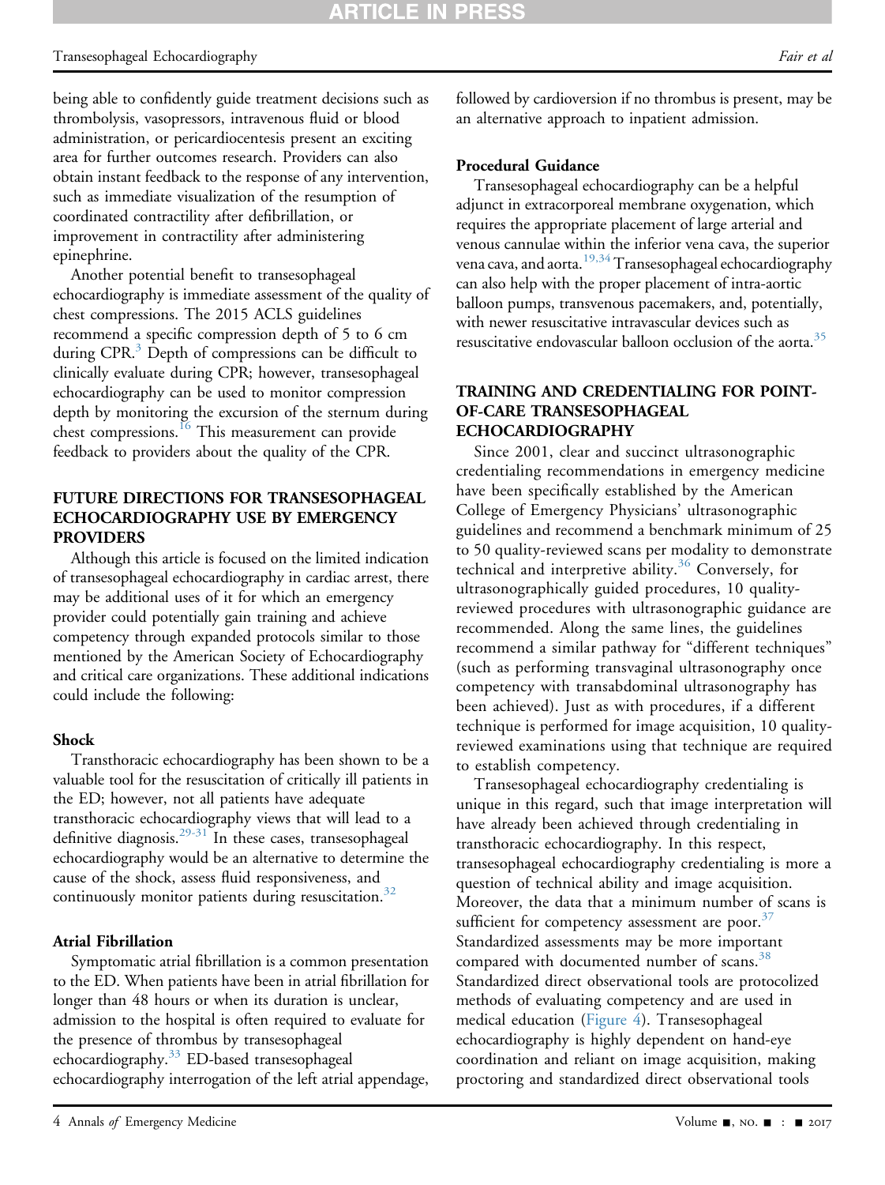being able to confidently guide treatment decisions such as thrombolysis, vasopressors, intravenous fluid or blood administration, or pericardiocentesis present an exciting area for further outcomes research. Providers can also obtain instant feedback to the response of any intervention, such as immediate visualization of the resumption of coordinated contractility after defibrillation, or improvement in contractility after administering epinephrine.

Another potential benefit to transesophageal echocardiography is immediate assessment of the quality of chest compressions. The 2015 ACLS guidelines recommend a specific compression depth of 5 to 6 cm during CPR.[3] Depth of compressions can be difficult to clinically evaluate during CPR; however, transesophageal echocardiography can be used to monitor compression depth by monitoring the excursion of the sternum during chest compressions.[16] This measurement can provide feedback to providers about the quality of the CPR.

## FUTURE DIRECTIONS FOR TRANSESOPHAGEAL ECHOCARDIOGRAPHY USE BY EMERGENCY PROVIDERS

Although this article is focused on the limited indication of transesophageal echocardiography in cardiac arrest, there may be additional uses of it for which an emergency provider could potentially gain training and achieve competency through expanded protocols similar to those mentioned by the American Society of Echocardiography and critical care organizations. These additional indications could include the following:

### Shock

Transthoracic echocardiography has been shown to be a valuable tool for the resuscitation of critically ill patients in the ED; however, not all patients have adequate transthoracic echocardiography views that will lead to a definitive diagnosis.[29-31] In these cases, transesophageal echocardiography would be an alternative to determine the cause of the shock, assess fluid responsiveness, and continuously monitor patients during resuscitation.[32]

### Atrial Fibrillation

Symptomatic atrial fibrillation is a common presentation to the ED. When patients have been in atrial fibrillation for longer than 48 hours or when its duration is unclear, admission to the hospital is often required to evaluate for the presence of thrombus by transesophageal echocardiography.[33] ED-based transesophageal echocardiography interrogation of the left atrial appendage, followed by cardioversion if no thrombus is present, may be an alternative approach to inpatient admission.

### Procedural Guidance

Transesophageal echocardiography can be a helpful adjunct in extracorporeal membrane oxygenation, which requires the appropriate placement of large arterial and venous cannulae within the inferior vena cava, the superior vena cava, and aorta.[19,34] Transesophageal echocardiography can also help with the proper placement of intra-aortic balloon pumps, transvenous pacemakers, and, potentially, with newer resuscitative intravascular devices such as resuscitative endovascular balloon occlusion of the aorta.[35]

## TRAINING AND CREDENTIALING FOR POINT-OF-CARE TRANSESOPHAGEAL ECHOCARDIOGRAPHY

Since 2001, clear and succinct ultrasonographic credentialing recommendations in emergency medicine have been specifically established by the American College of Emergency Physicians' ultrasonographic guidelines and recommend a benchmark minimum of 25 to 50 quality-reviewed scans per modality to demonstrate technical and interpretive ability.[36] Conversely, for ultrasonographically guided procedures, 10 quality-reviewed procedures with ultrasonographic guidance are recommended. Along the same lines, the guidelines recommend a similar pathway for "different techniques" (such as performing transvaginal ultrasonography once competency with transabdominal ultrasonography has been achieved). Just as with procedures, if a different technique is performed for image acquisition, 10 quality-reviewed examinations using that technique are required to establish competency.

Transesophageal echocardiography credentialing is unique in this regard, such that image interpretation will have already been achieved through credentialing in transthoracic echocardiography. In this respect, transesophageal echocardiography credentialing is more a question of technical ability and image acquisition. Moreover, the data that a minimum number of scans is sufficient for competency assessment are poor.[37] Standardized assessments may be more important compared with documented number of scans.[38] Standardized direct observational tools are protocolized methods of evaluating competency and are used in medical education (Figure 4). Transesophageal echocardiography is highly dependent on hand-eye coordination and reliant on image acquisition, making proctoring and standardized direct observational tools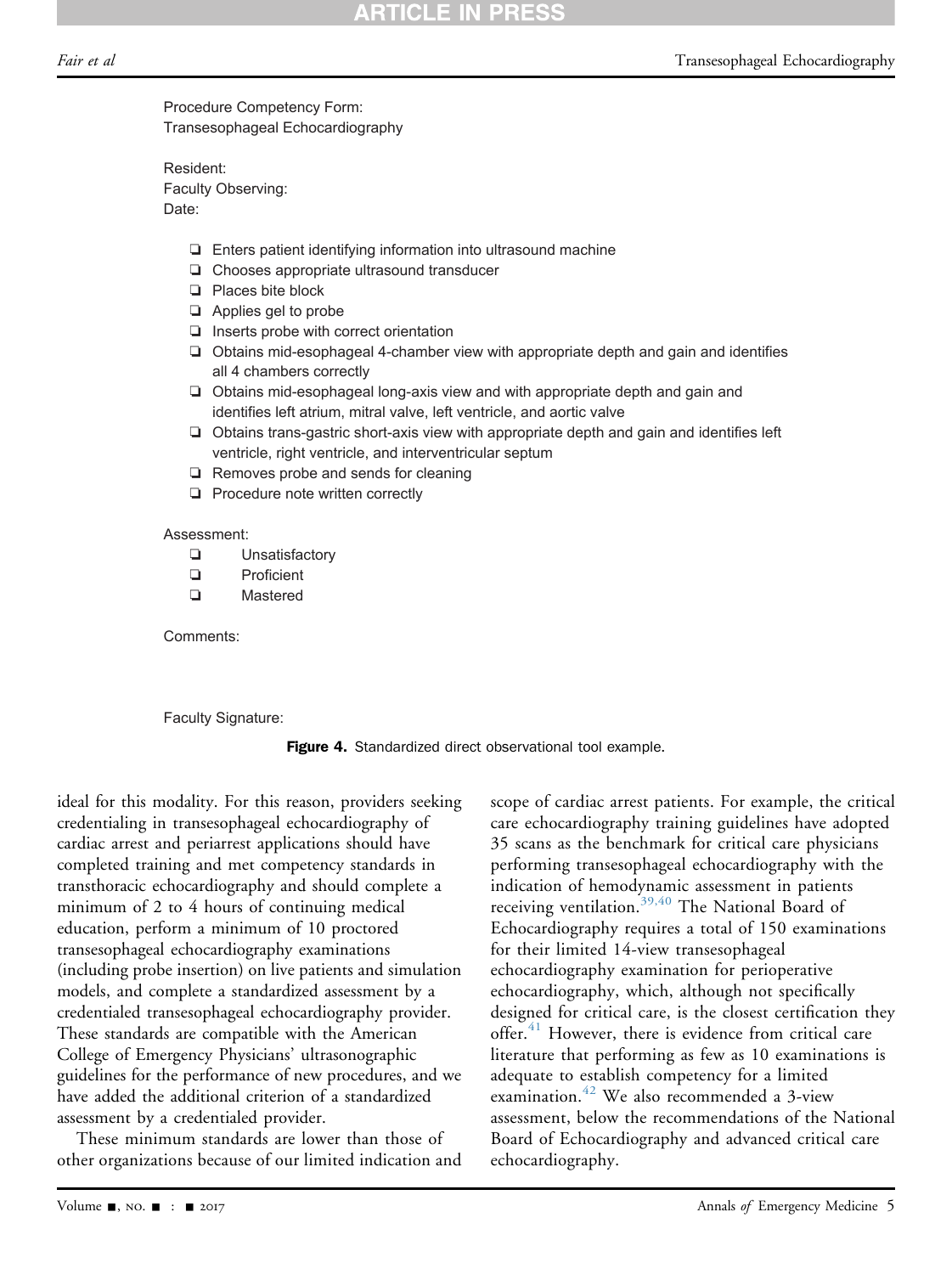Procedure Competency Form:
Transesophageal Echocardiography

Resident:
Faculty Observing:
Date:

- ❏ Enters patient identifying information into ultrasound machine
- ❏ Chooses appropriate ultrasound transducer
- ❏ Places bite block
- ❏ Applies gel to probe
- ❏ Inserts probe with correct orientation
- ❏ Obtains mid-esophageal 4-chamber view with appropriate depth and gain and identifies all 4 chambers correctly
- ❏ Obtains mid-esophageal long-axis view and with appropriate depth and gain and identifies left atrium, mitral valve, left ventricle, and aortic valve
- ❏ Obtains trans-gastric short-axis view with appropriate depth and gain and identifies left ventricle, right ventricle, and interventricular septum
- ❏ Removes probe and sends for cleaning
- ❏ Procedure note written correctly

Assessment:

- ❏ Unsatisfactory
- ❏ Proficient
- ❏ Mastered

Comments:

Faculty Signature:

**Figure 4.** Standardized direct observational tool example.

ideal for this modality. For this reason, providers seeking credentialing in transesophageal echocardiography of cardiac arrest and periarrest applications should have completed training and met competency standards in transthoracic echocardiography and should complete a minimum of 2 to 4 hours of continuing medical education, perform a minimum of 10 proctored transesophageal echocardiography examinations (including probe insertion) on live patients and simulation models, and complete a standardized assessment by a credentialed transesophageal echocardiography provider. These standards are compatible with the American College of Emergency Physicians' ultrasonographic guidelines for the performance of new procedures, and we have added the additional criterion of a standardized assessment by a credentialed provider.

These minimum standards are lower than those of other organizations because of our limited indication and scope of cardiac arrest patients. For example, the critical care echocardiography training guidelines have adopted 35 scans as the benchmark for critical care physicians performing transesophageal echocardiography with the indication of hemodynamic assessment in patients receiving ventilation.[39,40] The National Board of Echocardiography requires a total of 150 examinations for their limited 14-view transesophageal echocardiography examination for perioperative echocardiography, which, although not specifically designed for critical care, is the closest certification they offer.[41] However, there is evidence from critical care literature that performing as few as 10 examinations is adequate to establish competency for a limited examination.[42] We also recommended a 3-view assessment, below the recommendations of the National Board of Echocardiography and advanced critical care echocardiography.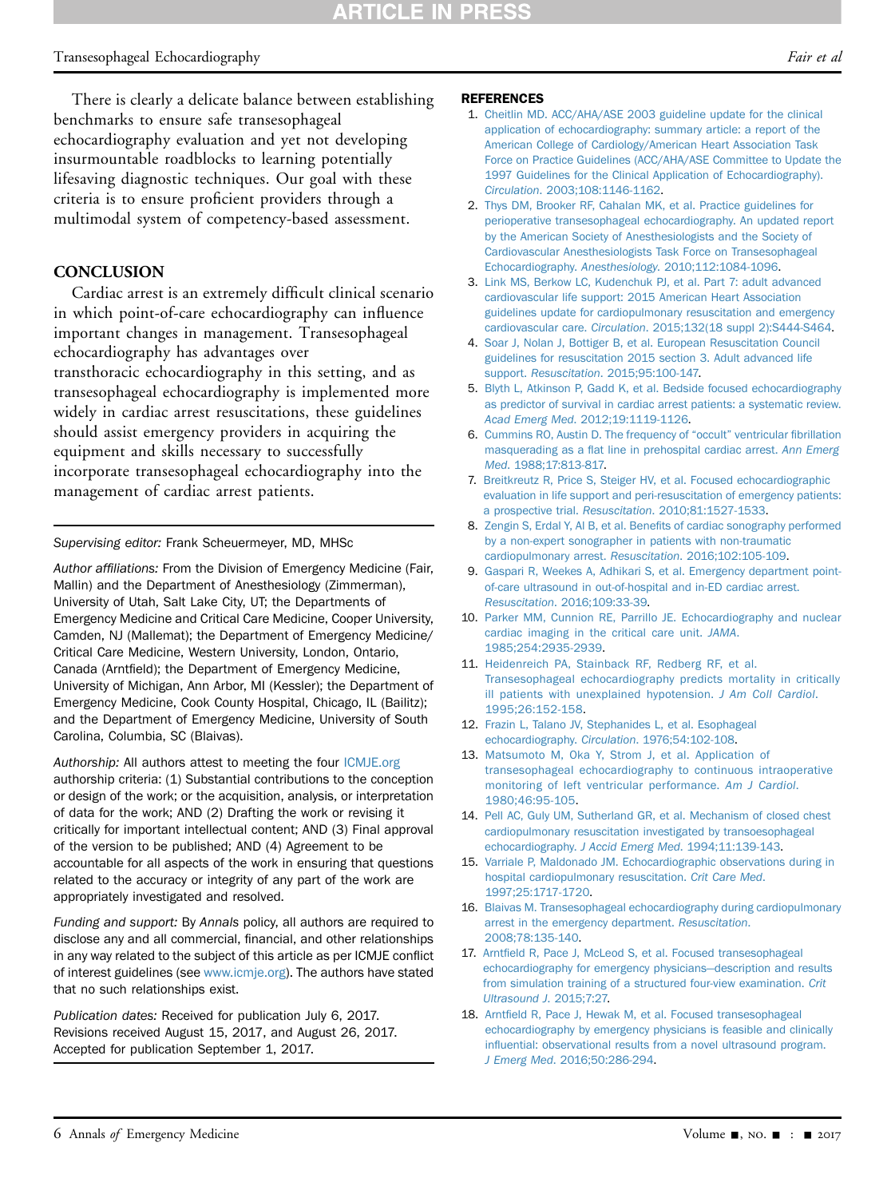There is clearly a delicate balance between establishing benchmarks to ensure safe transesophageal echocardiography evaluation and yet not developing insurmountable roadblocks to learning potentially lifesaving diagnostic techniques. Our goal with these criteria is to ensure proficient providers through a multimodal system of competency-based assessment.

## CONCLUSION

Cardiac arrest is an extremely difficult clinical scenario in which point-of-care echocardiography can influence important changes in management. Transesophageal echocardiography has advantages over transthoracic echocardiography in this setting, and as transesophageal echocardiography is implemented more widely in cardiac arrest resuscitations, these guidelines should assist emergency providers in acquiring the equipment and skills necessary to successfully incorporate transesophageal echocardiography into the management of cardiac arrest patients.

---

*Supervising editor:* Frank Scheuermeyer, MD, MHSc

*Author affiliations:* From the Division of Emergency Medicine (Fair, Mallin) and the Department of Anesthesiology (Zimmerman), University of Utah, Salt Lake City, UT; the Departments of Emergency Medicine and Critical Care Medicine, Cooper University, Camden, NJ (Mallemat); the Department of Emergency Medicine/Critical Care Medicine, Western University, London, Ontario, Canada (Arntfield); the Department of Emergency Medicine, University of Michigan, Ann Arbor, MI (Kessler); the Department of Emergency Medicine, Cook County Hospital, Chicago, IL (Bailitz); and the Department of Emergency Medicine, University of South Carolina, Columbia, SC (Blaivas).

*Authorship:* All authors attest to meeting the four ICMJE.org authorship criteria: (1) Substantial contributions to the conception or design of the work; or the acquisition, analysis, or interpretation of data for the work; AND (2) Drafting the work or revising it critically for important intellectual content; AND (3) Final approval of the version to be published; AND (4) Agreement to be accountable for all aspects of the work in ensuring that questions related to the accuracy or integrity of any part of the work are appropriately investigated and resolved.

*Funding and support:* By *Annals* policy, all authors are required to disclose any and all commercial, financial, and other relationships in any way related to the subject of this article as per ICMJE conflict of interest guidelines (see www.icmje.org). The authors have stated that no such relationships exist.

*Publication dates:* Received for publication July 6, 2017. Revisions received August 15, 2017, and August 26, 2017. Accepted for publication September 1, 2017.

---

## REFERENCES

1. Cheitlin MD. ACC/AHA/ASE 2003 guideline update for the clinical application of echocardiography: summary article: a report of the American College of Cardiology/American Heart Association Task Force on Practice Guidelines (ACC/AHA/ASE Committee to Update the 1997 Guidelines for the Clinical Application of Echocardiography). *Circulation*. 2003;108:1146-1162.
2. Thys DM, Brooker RF, Cahalan MK, et al. Practice guidelines for perioperative transesophageal echocardiography. An updated report by the American Society of Anesthesiologists and the Society of Cardiovascular Anesthesiologists Task Force on Transesophageal Echocardiography. *Anesthesiology*. 2010;112:1084-1096.
3. Link MS, Berkow LC, Kudenchuk PJ, et al. Part 7: adult advanced cardiovascular life support: 2015 American Heart Association guidelines update for cardiopulmonary resuscitation and emergency cardiovascular care. *Circulation*. 2015;132(18 suppl 2):S444-S464.
4. Soar J, Nolan J, Bottiger B, et al. European Resuscitation Council guidelines for resuscitation 2015 section 3. Adult advanced life support. *Resuscitation*. 2015;95:100-147.
5. Blyth L, Atkinson P, Gadd K, et al. Bedside focused echocardiography as predictor of survival in cardiac arrest patients: a systematic review. *Acad Emerg Med*. 2012;19:1119-1126.
6. Cummins RO, Austin D. The frequency of "occult" ventricular fibrillation masquerading as a flat line in prehospital cardiac arrest. *Ann Emerg Med*. 1988;17:813-817.
7. Breitkreutz R, Price S, Steiger HV, et al. Focused echocardiographic evaluation in life support and peri-resuscitation of emergency patients: a prospective trial. *Resuscitation*. 2010;81:1527-1533.
8. Zengin S, Erdal Y, Al B, et al. Benefits of cardiac sonography performed by a non-expert sonographer in patients with non-traumatic cardiopulmonary arrest. *Resuscitation*. 2016;102:105-109.
9. Gaspari R, Weekes A, Adhikari S, et al. Emergency department point-of-care ultrasound in out-of-hospital and in-ED cardiac arrest. *Resuscitation*. 2016;109:33-39.
10. Parker MM, Cunnion RE, Parrillo JE. Echocardiography and nuclear cardiac imaging in the critical care unit. *JAMA*. 1985;254:2935-2939.
11. Heidenreich PA, Stainback RF, Redberg RF, et al. Transesophageal echocardiography predicts mortality in critically ill patients with unexplained hypotension. *J Am Coll Cardiol*. 1995;26:152-158.
12. Frazin L, Talano JV, Stephanides L, et al. Esophageal echocardiography. *Circulation*. 1976;54:102-108.
13. Matsumoto M, Oka Y, Strom J, et al. Application of transesophageal echocardiography to continuous intraoperative monitoring of left ventricular performance. *Am J Cardiol*. 1980;46:95-105.
14. Pell AC, Guly UM, Sutherland GR, et al. Mechanism of closed chest cardiopulmonary resuscitation investigated by transoesophageal echocardiography. *J Accid Emerg Med*. 1994;11:139-143.
15. Varriale P, Maldonado JM. Echocardiographic observations during in hospital cardiopulmonary resuscitation. *Crit Care Med*. 1997;25:1717-1720.
16. Blaivas M. Transesophageal echocardiography during cardiopulmonary arrest in the emergency department. *Resuscitation*. 2008;78:135-140.
17. Arntfield R, Pace J, McLeod S, et al. Focused transesophageal echocardiography for emergency physicians—description and results from simulation training of a structured four-view examination. *Crit Ultrasound J*. 2015;7:27.
18. Arntfield R, Pace J, Hewak M, et al. Focused transesophageal echocardiography by emergency physicians is feasible and clinically influential: observational results from a novel ultrasound program. *J Emerg Med*. 2016;50:286-294.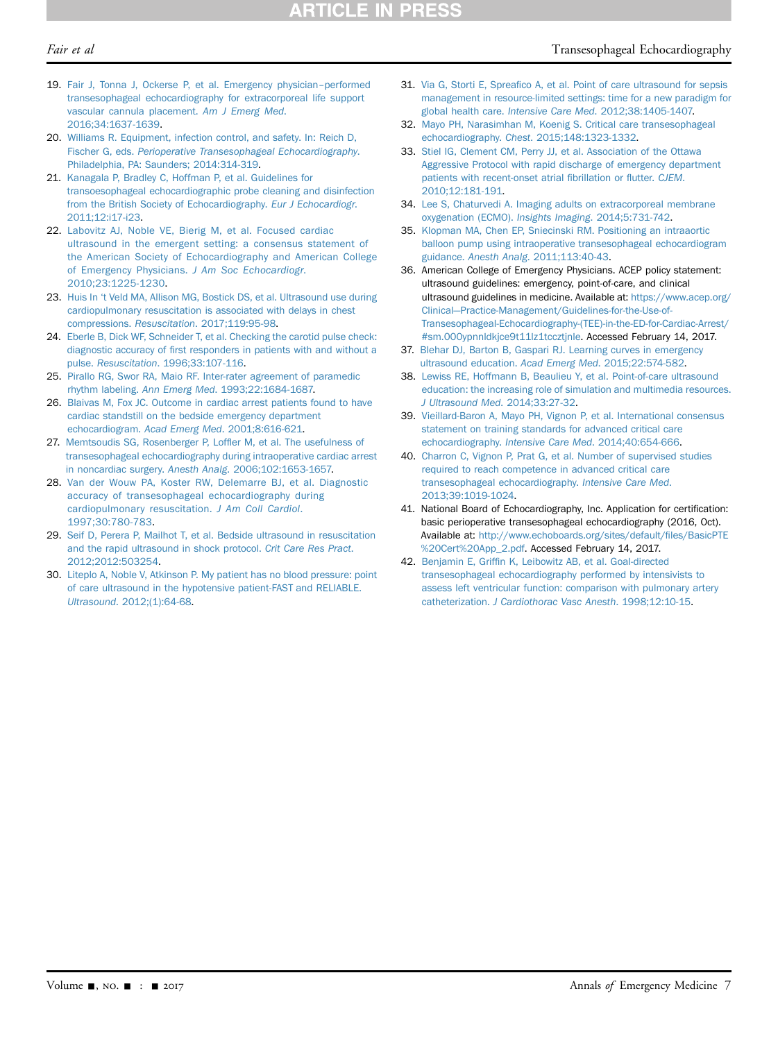19. Fair J, Tonna J, Ockerse P, et al. Emergency physician–performed transesophageal echocardiography for extracorporeal life support vascular cannula placement. *Am J Emerg Med*. 2016;34:1637-1639.
20. Williams R. Equipment, infection control, and safety. In: Reich D, Fischer G, eds. *Perioperative Transesophageal Echocardiography*. Philadelphia, PA: Saunders; 2014:314-319.
21. Kanagala P, Bradley C, Hoffman P, et al. Guidelines for transoesophageal echocardiographic probe cleaning and disinfection from the British Society of Echocardiography. *Eur J Echocardiogr*. 2011;12:i17-i23.
22. Labovitz AJ, Noble VE, Bierig M, et al. Focused cardiac ultrasound in the emergent setting: a consensus statement of the American Society of Echocardiography and American College of Emergency Physicians. *J Am Soc Echocardiogr*. 2010;23:1225-1230.
23. Huis In 't Veld MA, Allison MG, Bostick DS, et al. Ultrasound use during cardiopulmonary resuscitation is associated with delays in chest compressions. *Resuscitation*. 2017;119:95-98.
24. Eberle B, Dick WF, Schneider T, et al. Checking the carotid pulse check: diagnostic accuracy of first responders in patients with and without a pulse. *Resuscitation*. 1996;33:107-116.
25. Pirallo RG, Swor RA, Maio RF. Inter-rater agreement of paramedic rhythm labeling. *Ann Emerg Med*. 1993;22:1684-1687.
26. Blaivas M, Fox JC. Outcome in cardiac arrest patients found to have cardiac standstill on the bedside emergency department echocardiogram. *Acad Emerg Med*. 2001;8:616-621.
27. Memtsoudis SG, Rosenberger P, Loffler M, et al. The usefulness of transesophageal echocardiography during intraoperative cardiac arrest in noncardiac surgery. *Anesth Analg*. 2006;102:1653-1657.
28. Van der Wouw PA, Koster RW, Delemarre BJ, et al. Diagnostic accuracy of transesophageal echocardiography during cardiopulmonary resuscitation. *J Am Coll Cardiol*. 1997;30:780-783.
29. Seif D, Perera P, Mailhot T, et al. Bedside ultrasound in resuscitation and the rapid ultrasound in shock protocol. *Crit Care Res Pract*. 2012;2012:503254.
30. Liteplo A, Noble V, Atkinson P. My patient has no blood pressure: point of care ultrasound in the hypotensive patient-FAST and RELIABLE. *Ultrasound*. 2012;(1):64-68.
31. Via G, Storti E, Spreafico A, et al. Point of care ultrasound for sepsis management in resource-limited settings: time for a new paradigm for global health care. *Intensive Care Med*. 2012;38:1405-1407.
32. Mayo PH, Narasimhan M, Koenig S. Critical care transesophageal echocardiography. *Chest*. 2015;148:1323-1332.
33. Stiel IG, Clement CM, Perry JJ, et al. Association of the Ottawa Aggressive Protocol with rapid discharge of emergency department patients with recent-onset atrial fibrillation or flutter. *CJEM*. 2010;12:181-191.
34. Lee S, Chaturvedi A. Imaging adults on extracorporeal membrane oxygenation (ECMO). *Insights Imaging*. 2014;5:731-742.
35. Klopman MA, Chen EP, Sniecinski RM. Positioning an intraaortic balloon pump using intraoperative transesophageal echocardiogram guidance. *Anesth Analg*. 2011;113:40-43.
36. American College of Emergency Physicians. ACEP policy statement: ultrasound guidelines: emergency, point-of-care, and clinical ultrasound guidelines in medicine. Available at: https://www.acep.org/Clinical—Practice-Management/Guidelines-for-the-Use-of-Transesophageal-Echocardiography-(TEE)-in-the-ED-for-Cardiac-Arrest/#sm.000ypnnldkjce9t11lz1tccztjnle. Accessed February 14, 2017.
37. Blehar DJ, Barton B, Gaspari RJ. Learning curves in emergency ultrasound education. *Acad Emerg Med*. 2015;22:574-582.
38. Lewiss RE, Hoffmann B, Beaulieu Y, et al. Point-of-care ultrasound education: the increasing role of simulation and multimedia resources. *J Ultrasound Med*. 2014;33:27-32.
39. Vieillard-Baron A, Mayo PH, Vignon P, et al. International consensus statement on training standards for advanced critical care echocardiography. *Intensive Care Med*. 2014;40:654-666.
40. Charron C, Vignon P, Prat G, et al. Number of supervised studies required to reach competence in advanced critical care transesophageal echocardiography. *Intensive Care Med*. 2013;39:1019-1024.
41. National Board of Echocardiography, Inc. Application for certification: basic perioperative transesophageal echocardiography (2016, Oct). Available at: http://www.echoboards.org/sites/default/files/BasicPTE%20Cert%20App_2.pdf. Accessed February 14, 2017.
42. Benjamin E, Griffin K, Leibowitz AB, et al. Goal-directed transesophageal echocardiography performed by intensivists to assess left ventricular function: comparison with pulmonary artery catheterization. *J Cardiothorac Vasc Anesth*. 1998;12:10-15.